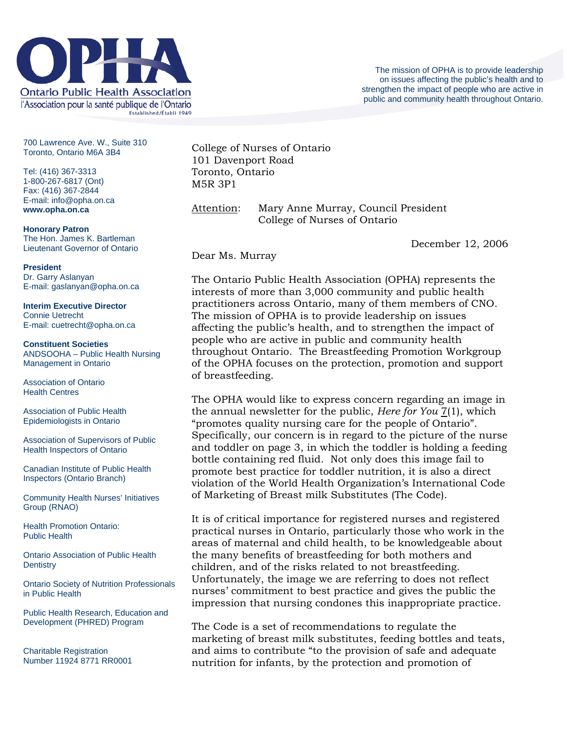# OPHA

Ontario Public Health Association
l'Association pour la santé publique de l'Ontario
Established/Établi 1949

The mission of OPHA is to provide leadership on issues affecting the public's health and to strengthen the impact of people who are active in public and community health throughout Ontario.

700 Lawrence Ave. W., Suite 310
Toronto, Ontario M6A 3B4

Tel: (416) 367-3313
1-800-267-6817 (Ont)
Fax: (416) 367-2844
E-mail: info@opha.on.ca
**www.opha.on.ca**

**Honorary Patron**
The Hon. James K. Bartleman
Lieutenant Governor of Ontario

**President**
Dr. Garry Aslanyan
E-mail: gaslanyan@opha.on.ca

**Interim Executive Director**
Connie Uetrecht
E-mail: cuetrecht@opha.on.ca

**Constituent Societies**
ANDSOOHA – Public Health Nursing Management in Ontario

Association of Ontario Health Centres

Association of Public Health Epidemiologists in Ontario

Association of Supervisors of Public Health Inspectors of Ontario

Canadian Institute of Public Health Inspectors (Ontario Branch)

Community Health Nurses' Initiatives Group (RNAO)

Health Promotion Ontario: Public Health

Ontario Association of Public Health Dentistry

Ontario Society of Nutrition Professionals in Public Health

Public Health Research, Education and Development (PHRED) Program

Charitable Registration Number 11924 8771 RR0001

---

College of Nurses of Ontario
101 Davenport Road
Toronto, Ontario
M5R 3P1

Attention: Mary Anne Murray, Council President
College of Nurses of Ontario

December 12, 2006

Dear Ms. Murray

The Ontario Public Health Association (OPHA) represents the interests of more than 3,000 community and public health practitioners across Ontario, many of them members of CNO. The mission of OPHA is to provide leadership on issues affecting the public's health, and to strengthen the impact of people who are active in public and community health throughout Ontario. The Breastfeeding Promotion Workgroup of the OPHA focuses on the protection, promotion and support of breastfeeding.

The OPHA would like to express concern regarding an image in the annual newsletter for the public, *Here for You* 7(1), which "promotes quality nursing care for the people of Ontario". Specifically, our concern is in regard to the picture of the nurse and toddler on page 3, in which the toddler is holding a feeding bottle containing red fluid. Not only does this image fail to promote best practice for toddler nutrition, it is also a direct violation of the World Health Organization's International Code of Marketing of Breast milk Substitutes (The Code).

It is of critical importance for registered nurses and registered practical nurses in Ontario, particularly those who work in the areas of maternal and child health, to be knowledgeable about the many benefits of breastfeeding for both mothers and children, and of the risks related to not breastfeeding. Unfortunately, the image we are referring to does not reflect nurses' commitment to best practice and gives the public the impression that nursing condones this inappropriate practice.

The Code is a set of recommendations to regulate the marketing of breast milk substitutes, feeding bottles and teats, and aims to contribute "to the provision of safe and adequate nutrition for infants, by the protection and promotion of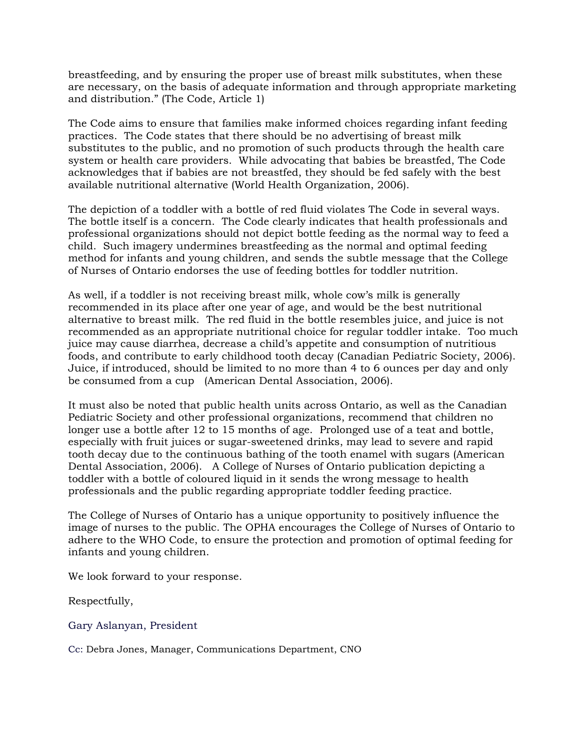breastfeeding, and by ensuring the proper use of breast milk substitutes, when these are necessary, on the basis of adequate information and through appropriate marketing and distribution." (The Code, Article 1)

The Code aims to ensure that families make informed choices regarding infant feeding practices. The Code states that there should be no advertising of breast milk substitutes to the public, and no promotion of such products through the health care system or health care providers. While advocating that babies be breastfed, The Code acknowledges that if babies are not breastfed, they should be fed safely with the best available nutritional alternative (World Health Organization, 2006).

The depiction of a toddler with a bottle of red fluid violates The Code in several ways. The bottle itself is a concern. The Code clearly indicates that health professionals and professional organizations should not depict bottle feeding as the normal way to feed a child. Such imagery undermines breastfeeding as the normal and optimal feeding method for infants and young children, and sends the subtle message that the College of Nurses of Ontario endorses the use of feeding bottles for toddler nutrition.

As well, if a toddler is not receiving breast milk, whole cow's milk is generally recommended in its place after one year of age, and would be the best nutritional alternative to breast milk. The red fluid in the bottle resembles juice, and juice is not recommended as an appropriate nutritional choice for regular toddler intake. Too much juice may cause diarrhea, decrease a child's appetite and consumption of nutritious foods, and contribute to early childhood tooth decay (Canadian Pediatric Society, 2006). Juice, if introduced, should be limited to no more than 4 to 6 ounces per day and only be consumed from a cup (American Dental Association, 2006).

It must also be noted that public health units across Ontario, as well as the Canadian Pediatric Society and other professional organizations, recommend that children no longer use a bottle after 12 to 15 months of age. Prolonged use of a teat and bottle, especially with fruit juices or sugar-sweetened drinks, may lead to severe and rapid tooth decay due to the continuous bathing of the tooth enamel with sugars (American Dental Association, 2006). A College of Nurses of Ontario publication depicting a toddler with a bottle of coloured liquid in it sends the wrong message to health professionals and the public regarding appropriate toddler feeding practice.

The College of Nurses of Ontario has a unique opportunity to positively influence the image of nurses to the public. The OPHA encourages the College of Nurses of Ontario to adhere to the WHO Code, to ensure the protection and promotion of optimal feeding for infants and young children.

We look forward to your response.

Respectfully,

Gary Aslanyan, President

Cc: Debra Jones, Manager, Communications Department, CNO